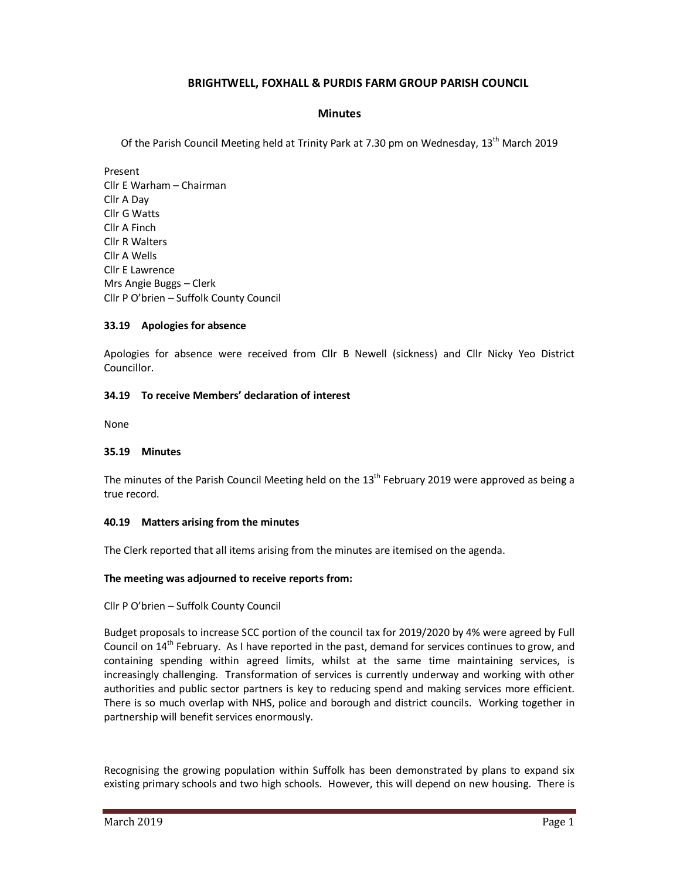# BRIGHTWELL, FOXHALL & PURDIS FARM GROUP PARISH COUNCIL

## Minutes

Of the Parish Council Meeting held at Trinity Park at 7.30 pm on Wednesday, 13th March 2019

Present
Cllr E Warham – Chairman
Cllr A Day
Cllr G Watts
Cllr A Finch
Cllr R Walters
Cllr A Wells
Cllr E Lawrence
Mrs Angie Buggs – Clerk
Cllr P O'brien – Suffolk County Council

### 33.19 Apologies for absence

Apologies for absence were received from Cllr B Newell (sickness) and Cllr Nicky Yeo District Councillor.

### 34.19 To receive Members' declaration of interest

None

### 35.19 Minutes

The minutes of the Parish Council Meeting held on the 13th February 2019 were approved as being a true record.

### 40.19 Matters arising from the minutes

The Clerk reported that all items arising from the minutes are itemised on the agenda.

**The meeting was adjourned to receive reports from:**

Cllr P O'brien – Suffolk County Council

Budget proposals to increase SCC portion of the council tax for 2019/2020 by 4% were agreed by Full Council on 14th February. As I have reported in the past, demand for services continues to grow, and containing spending within agreed limits, whilst at the same time maintaining services, is increasingly challenging. Transformation of services is currently underway and working with other authorities and public sector partners is key to reducing spend and making services more efficient. There is so much overlap with NHS, police and borough and district councils. Working together in partnership will benefit services enormously.

Recognising the growing population within Suffolk has been demonstrated by plans to expand six existing primary schools and two high schools. However, this will depend on new housing. There is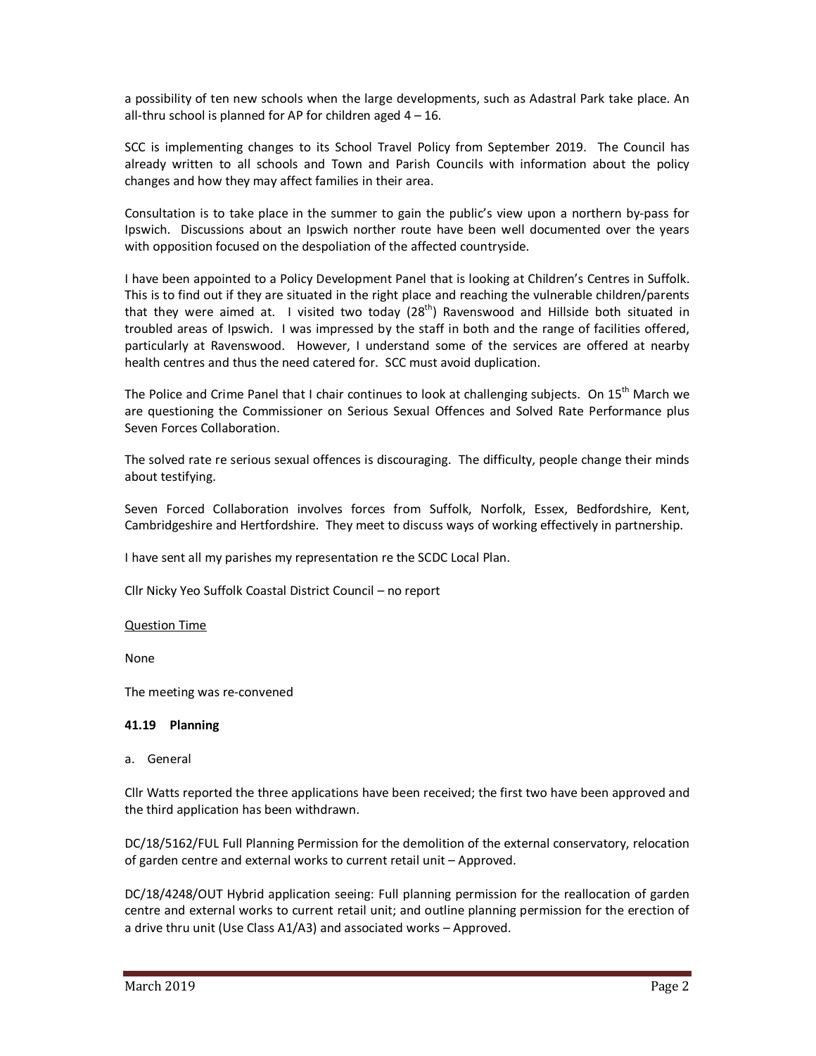a possibility of ten new schools when the large developments, such as Adastral Park take place. An all-thru school is planned for AP for children aged 4 – 16.

SCC is implementing changes to its School Travel Policy from September 2019. The Council has already written to all schools and Town and Parish Councils with information about the policy changes and how they may affect families in their area.

Consultation is to take place in the summer to gain the public's view upon a northern by-pass for Ipswich. Discussions about an Ipswich norther route have been well documented over the years with opposition focused on the despoliation of the affected countryside.

I have been appointed to a Policy Development Panel that is looking at Children's Centres in Suffolk. This is to find out if they are situated in the right place and reaching the vulnerable children/parents that they were aimed at. I visited two today (28th) Ravenswood and Hillside both situated in troubled areas of Ipswich. I was impressed by the staff in both and the range of facilities offered, particularly at Ravenswood. However, I understand some of the services are offered at nearby health centres and thus the need catered for. SCC must avoid duplication.

The Police and Crime Panel that I chair continues to look at challenging subjects. On 15th March we are questioning the Commissioner on Serious Sexual Offences and Solved Rate Performance plus Seven Forces Collaboration.

The solved rate re serious sexual offences is discouraging. The difficulty, people change their minds about testifying.

Seven Forced Collaboration involves forces from Suffolk, Norfolk, Essex, Bedfordshire, Kent, Cambridgeshire and Hertfordshire. They meet to discuss ways of working effectively in partnership.

I have sent all my parishes my representation re the SCDC Local Plan.

Cllr Nicky Yeo Suffolk Coastal District Council – no report

Question Time

None

The meeting was re-convened

**41.19 Planning**

a. General

Cllr Watts reported the three applications have been received; the first two have been approved and the third application has been withdrawn.

DC/18/5162/FUL Full Planning Permission for the demolition of the external conservatory, relocation of garden centre and external works to current retail unit – Approved.

DC/18/4248/OUT Hybrid application seeing: Full planning permission for the reallocation of garden centre and external works to current retail unit; and outline planning permission for the erection of a drive thru unit (Use Class A1/A3) and associated works – Approved.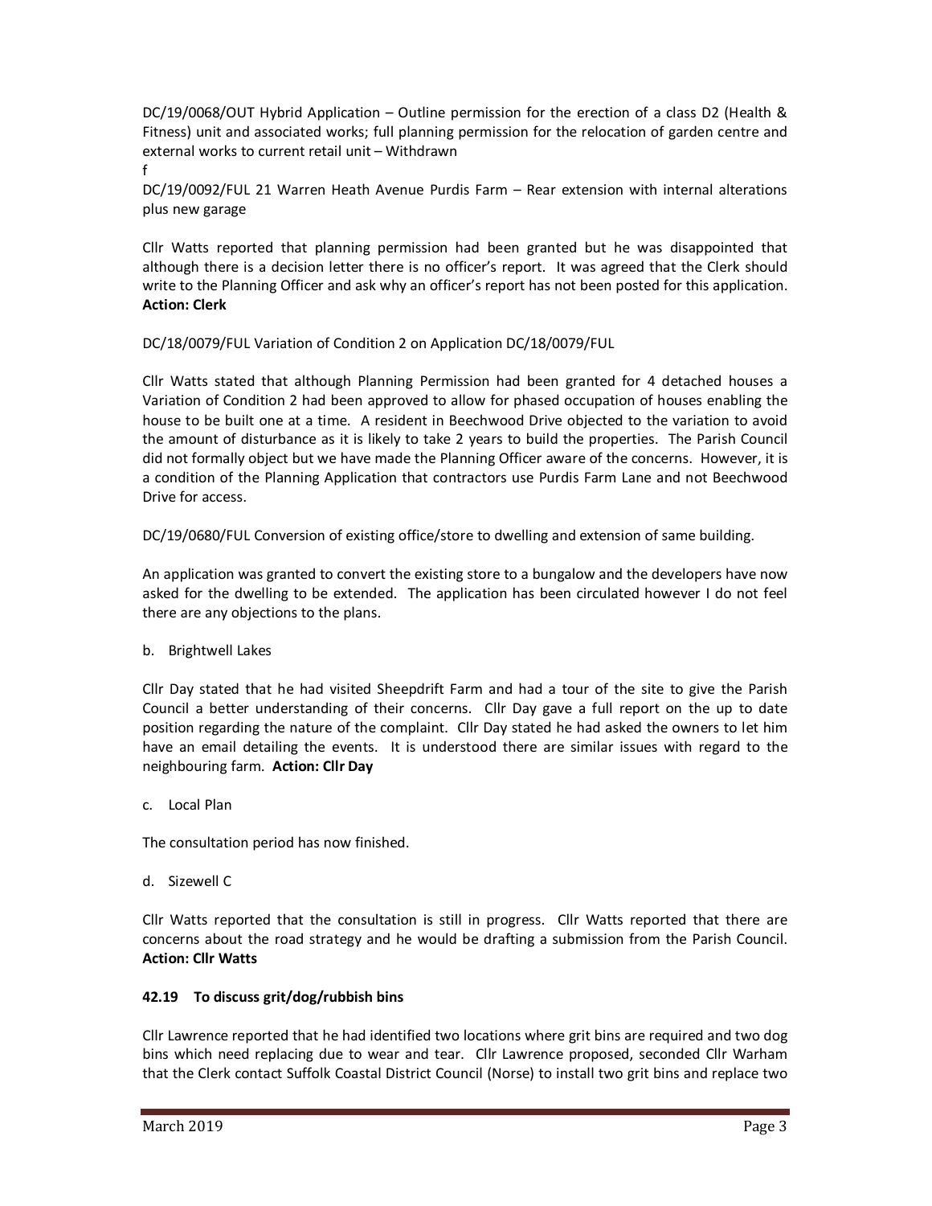DC/19/0068/OUT Hybrid Application – Outline permission for the erection of a class D2 (Health & Fitness) unit and associated works; full planning permission for the relocation of garden centre and external works to current retail unit – Withdrawn
f
DC/19/0092/FUL 21 Warren Heath Avenue Purdis Farm – Rear extension with internal alterations plus new garage

Cllr Watts reported that planning permission had been granted but he was disappointed that although there is a decision letter there is no officer's report. It was agreed that the Clerk should write to the Planning Officer and ask why an officer's report has not been posted for this application. **Action: Clerk**

DC/18/0079/FUL Variation of Condition 2 on Application DC/18/0079/FUL

Cllr Watts stated that although Planning Permission had been granted for 4 detached houses a Variation of Condition 2 had been approved to allow for phased occupation of houses enabling the house to be built one at a time. A resident in Beechwood Drive objected to the variation to avoid the amount of disturbance as it is likely to take 2 years to build the properties. The Parish Council did not formally object but we have made the Planning Officer aware of the concerns. However, it is a condition of the Planning Application that contractors use Purdis Farm Lane and not Beechwood Drive for access.

DC/19/0680/FUL Conversion of existing office/store to dwelling and extension of same building.

An application was granted to convert the existing store to a bungalow and the developers have now asked for the dwelling to be extended. The application has been circulated however I do not feel there are any objections to the plans.

b. Brightwell Lakes

Cllr Day stated that he had visited Sheepdrift Farm and had a tour of the site to give the Parish Council a better understanding of their concerns. Cllr Day gave a full report on the up to date position regarding the nature of the complaint. Cllr Day stated he had asked the owners to let him have an email detailing the events. It is understood there are similar issues with regard to the neighbouring farm. **Action: Cllr Day**

c. Local Plan

The consultation period has now finished.

d. Sizewell C

Cllr Watts reported that the consultation is still in progress. Cllr Watts reported that there are concerns about the road strategy and he would be drafting a submission from the Parish Council. **Action: Cllr Watts**

**42.19 To discuss grit/dog/rubbish bins**

Cllr Lawrence reported that he had identified two locations where grit bins are required and two dog bins which need replacing due to wear and tear. Cllr Lawrence proposed, seconded Cllr Warham that the Clerk contact Suffolk Coastal District Council (Norse) to install two grit bins and replace two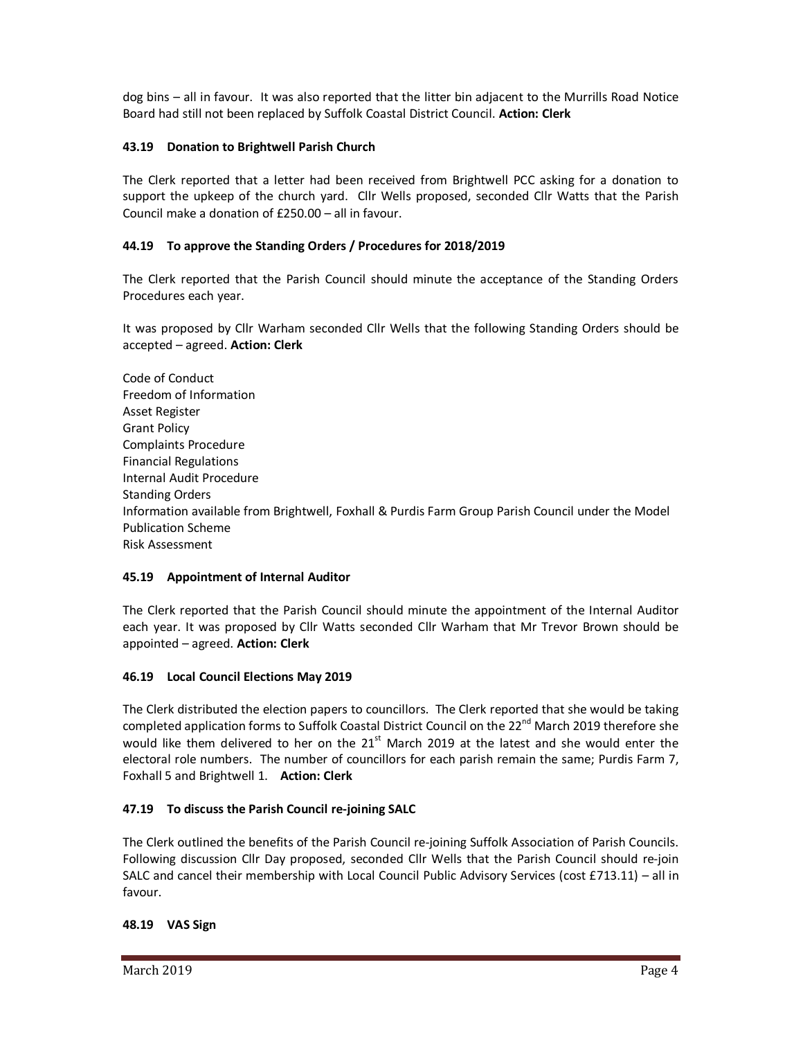dog bins – all in favour. It was also reported that the litter bin adjacent to the Murrills Road Notice Board had still not been replaced by Suffolk Coastal District Council. **Action: Clerk**

### 43.19 Donation to Brightwell Parish Church

The Clerk reported that a letter had been received from Brightwell PCC asking for a donation to support the upkeep of the church yard. Cllr Wells proposed, seconded Cllr Watts that the Parish Council make a donation of £250.00 – all in favour.

### 44.19 To approve the Standing Orders / Procedures for 2018/2019

The Clerk reported that the Parish Council should minute the acceptance of the Standing Orders Procedures each year.

It was proposed by Cllr Warham seconded Cllr Wells that the following Standing Orders should be accepted – agreed. **Action: Clerk**

Code of Conduct
Freedom of Information
Asset Register
Grant Policy
Complaints Procedure
Financial Regulations
Internal Audit Procedure
Standing Orders
Information available from Brightwell, Foxhall & Purdis Farm Group Parish Council under the Model Publication Scheme
Risk Assessment

### 45.19 Appointment of Internal Auditor

The Clerk reported that the Parish Council should minute the appointment of the Internal Auditor each year. It was proposed by Cllr Watts seconded Cllr Warham that Mr Trevor Brown should be appointed – agreed. **Action: Clerk**

### 46.19 Local Council Elections May 2019

The Clerk distributed the election papers to councillors. The Clerk reported that she would be taking completed application forms to Suffolk Coastal District Council on the 22nd March 2019 therefore she would like them delivered to her on the 21st March 2019 at the latest and she would enter the electoral role numbers. The number of councillors for each parish remain the same; Purdis Farm 7, Foxhall 5 and Brightwell 1. **Action: Clerk**

### 47.19 To discuss the Parish Council re-joining SALC

The Clerk outlined the benefits of the Parish Council re-joining Suffolk Association of Parish Councils. Following discussion Cllr Day proposed, seconded Cllr Wells that the Parish Council should re-join SALC and cancel their membership with Local Council Public Advisory Services (cost £713.11) – all in favour.

### 48.19 VAS Sign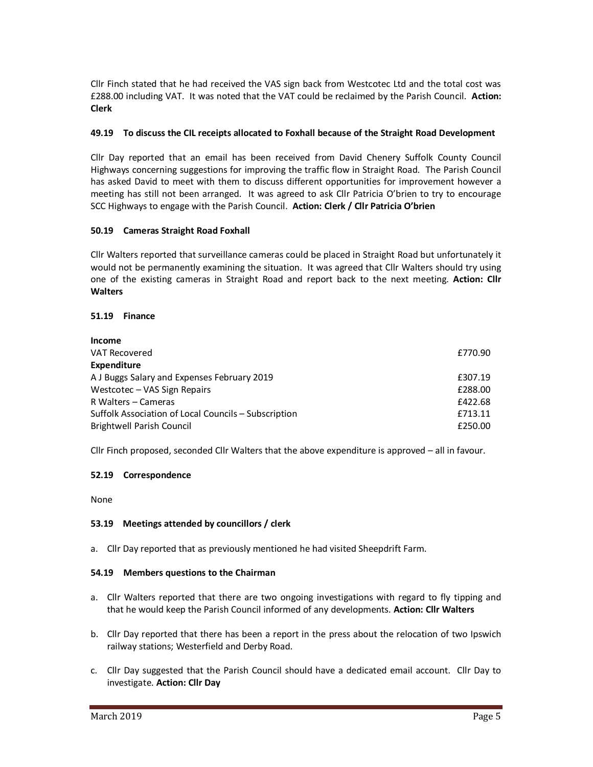Cllr Finch stated that he had received the VAS sign back from Westcotec Ltd and the total cost was £288.00 including VAT. It was noted that the VAT could be reclaimed by the Parish Council. **Action: Clerk**

### 49.19 To discuss the CIL receipts allocated to Foxhall because of the Straight Road Development

Cllr Day reported that an email has been received from David Chenery Suffolk County Council Highways concerning suggestions for improving the traffic flow in Straight Road. The Parish Council has asked David to meet with them to discuss different opportunities for improvement however a meeting has still not been arranged. It was agreed to ask Cllr Patricia O'brien to try to encourage SCC Highways to engage with the Parish Council. **Action: Clerk / Cllr Patricia O'brien**

### 50.19 Cameras Straight Road Foxhall

Cllr Walters reported that surveillance cameras could be placed in Straight Road but unfortunately it would not be permanently examining the situation. It was agreed that Cllr Walters should try using one of the existing cameras in Straight Road and report back to the next meeting. **Action: Cllr Walters**

### 51.19 Finance

| | |
|---|---|
| **Income** | |
| VAT Recovered | £770.90 |
| **Expenditure** | |
| A J Buggs Salary and Expenses February 2019 | £307.19 |
| Westcotec – VAS Sign Repairs | £288.00 |
| R Walters – Cameras | £422.68 |
| Suffolk Association of Local Councils – Subscription | £713.11 |
| Brightwell Parish Council | £250.00 |

Cllr Finch proposed, seconded Cllr Walters that the above expenditure is approved – all in favour.

### 52.19 Correspondence

None

### 53.19 Meetings attended by councillors / clerk

a. Cllr Day reported that as previously mentioned he had visited Sheepdrift Farm.

### 54.19 Members questions to the Chairman

a. Cllr Walters reported that there are two ongoing investigations with regard to fly tipping and that he would keep the Parish Council informed of any developments. **Action: Cllr Walters**

b. Cllr Day reported that there has been a report in the press about the relocation of two Ipswich railway stations; Westerfield and Derby Road.

c. Cllr Day suggested that the Parish Council should have a dedicated email account. Cllr Day to investigate. **Action: Cllr Day**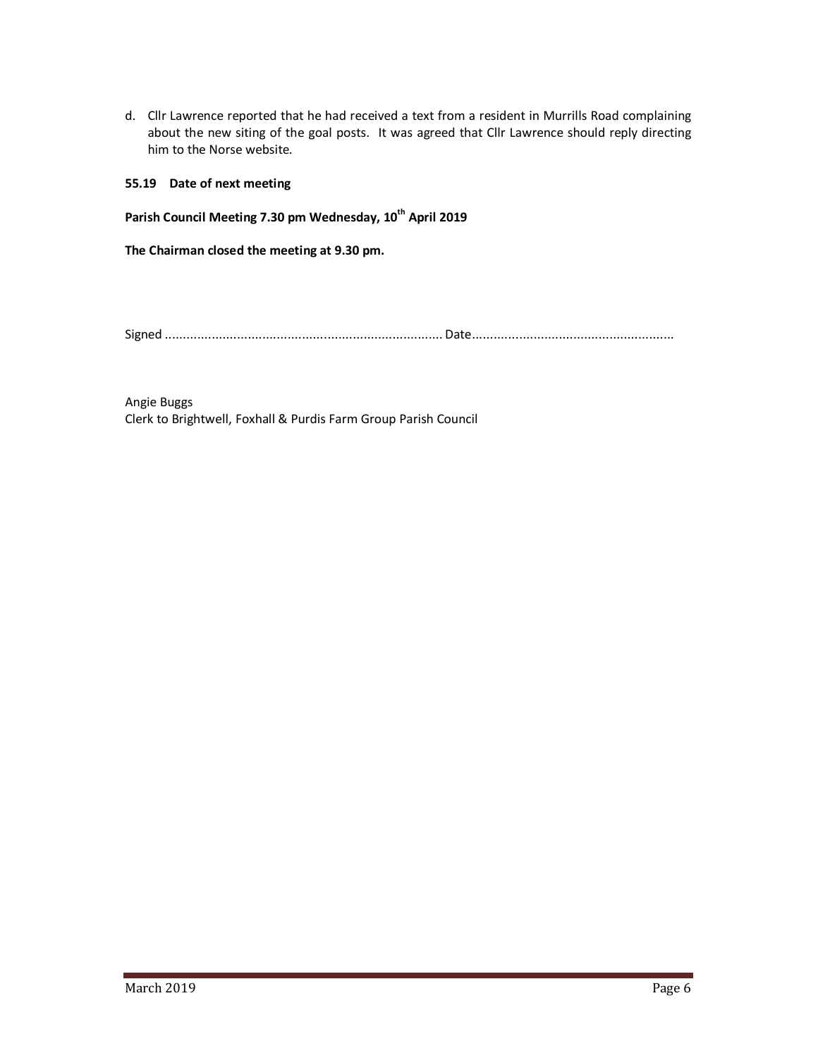d. Cllr Lawrence reported that he had received a text from a resident in Murrills Road complaining about the new siting of the goal posts. It was agreed that Cllr Lawrence should reply directing him to the Norse website.

**55.19 Date of next meeting**

**Parish Council Meeting 7.30 pm Wednesday, 10th April 2019**

**The Chairman closed the meeting at 9.30 pm.**

Signed ............................................................................ Date........................................................

Angie Buggs
Clerk to Brightwell, Foxhall & Purdis Farm Group Parish Council